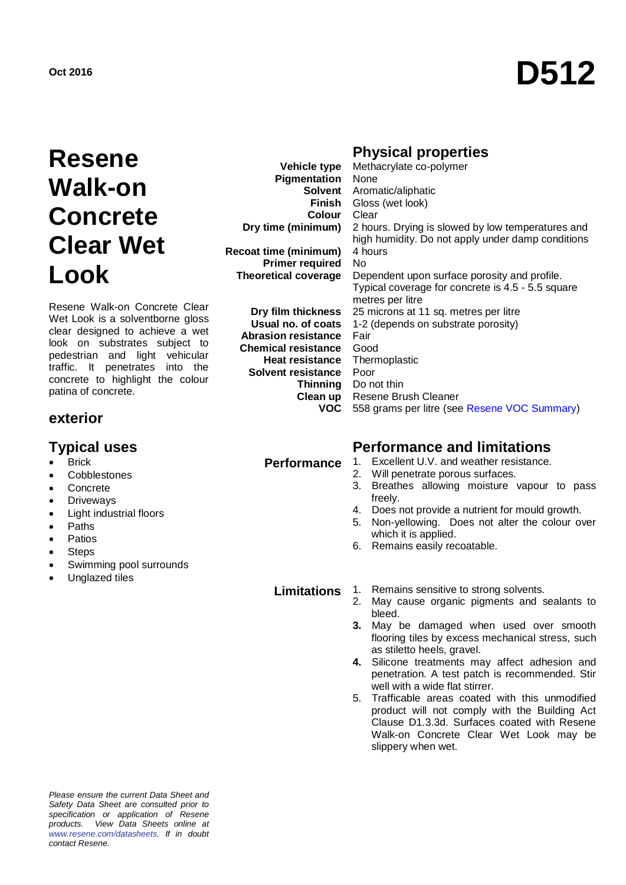Oct 2016

# D512

# Resene Walk-on Concrete Clear Wet Look

Resene Walk-on Concrete Clear Wet Look is a solventborne gloss clear designed to achieve a wet look on substrates subject to pedestrian and light vehicular traffic. It penetrates into the concrete to highlight the colour patina of concrete.

## exterior

## Typical uses

- Brick
- Cobblestones
- Concrete
- Driveways
- Light industrial floors
- Paths
- Patios
- Steps
- Swimming pool surrounds
- Unglazed tiles

## Physical properties

| | |
|---|---|
| **Vehicle type** | Methacrylate co-polymer |
| **Pigmentation** | None |
| **Solvent** | Aromatic/aliphatic |
| **Finish** | Gloss (wet look) |
| **Colour** | Clear |
| **Dry time (minimum)** | 2 hours. Drying is slowed by low temperatures and high humidity. Do not apply under damp conditions |
| **Recoat time (minimum)** | 4 hours |
| **Primer required** | No |
| **Theoretical coverage** | Dependent upon surface porosity and profile. Typical coverage for concrete is 4.5 - 5.5 square metres per litre |
| **Dry film thickness** | 25 microns at 11 sq. metres per litre |
| **Usual no. of coats** | 1-2 (depends on substrate porosity) |
| **Abrasion resistance** | Fair |
| **Chemical resistance** | Good |
| **Heat resistance** | Thermoplastic |
| **Solvent resistance** | Poor |
| **Thinning** | Do not thin |
| **Clean up** | Resene Brush Cleaner |
| **VOC** | 558 grams per litre (see Resene VOC Summary) |

## Performance and limitations

**Performance**

1. Excellent U.V. and weather resistance.
2. Will penetrate porous surfaces.
3. Breathes allowing moisture vapour to pass freely.
4. Does not provide a nutrient for mould growth.
5. Non-yellowing. Does not alter the colour over which it is applied.
6. Remains easily recoatable.

**Limitations**

1. Remains sensitive to strong solvents.
2. May cause organic pigments and sealants to bleed.
3. May be damaged when used over smooth flooring tiles by excess mechanical stress, such as stiletto heels, gravel.
4. Silicone treatments may affect adhesion and penetration. A test patch is recommended. Stir well with a wide flat stirrer.
5. Trafficable areas coated with this unmodified product will not comply with the Building Act Clause D1.3.3d. Surfaces coated with Resene Walk-on Concrete Clear Wet Look may be slippery when wet.

*Please ensure the current Data Sheet and Safety Data Sheet are consulted prior to specification or application of Resene products. View Data Sheets online at www.resene.com/datasheets. If in doubt contact Resene.*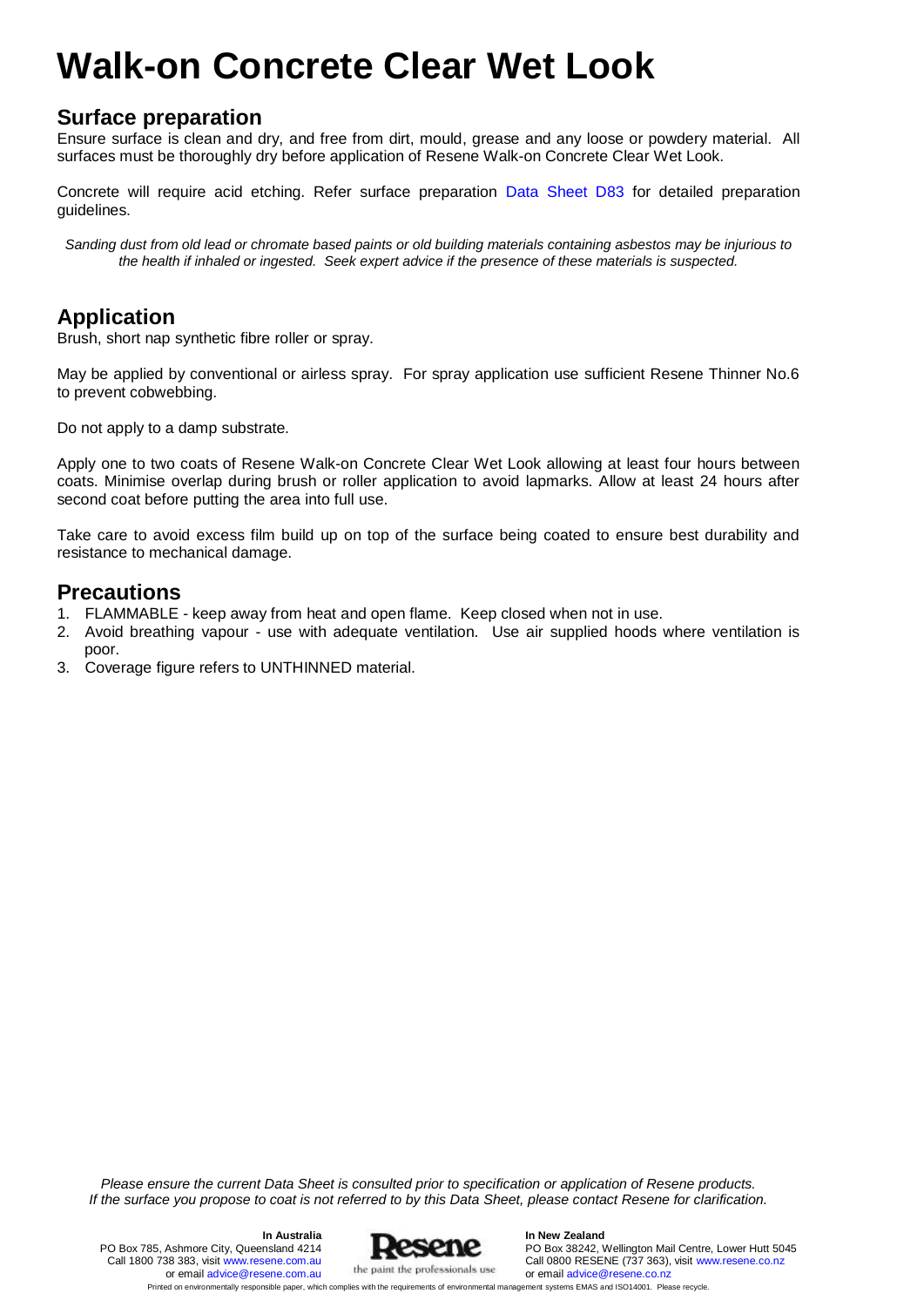# Walk-on Concrete Clear Wet Look

## Surface preparation

Ensure surface is clean and dry, and free from dirt, mould, grease and any loose or powdery material. All surfaces must be thoroughly dry before application of Resene Walk-on Concrete Clear Wet Look.

Concrete will require acid etching. Refer surface preparation Data Sheet D83 for detailed preparation guidelines.

*Sanding dust from old lead or chromate based paints or old building materials containing asbestos may be injurious to the health if inhaled or ingested. Seek expert advice if the presence of these materials is suspected.*

## Application

Brush, short nap synthetic fibre roller or spray.

May be applied by conventional or airless spray. For spray application use sufficient Resene Thinner No.6 to prevent cobwebbing.

Do not apply to a damp substrate.

Apply one to two coats of Resene Walk-on Concrete Clear Wet Look allowing at least four hours between coats. Minimise overlap during brush or roller application to avoid lapmarks. Allow at least 24 hours after second coat before putting the area into full use.

Take care to avoid excess film build up on top of the surface being coated to ensure best durability and resistance to mechanical damage.

## Precautions

1. FLAMMABLE - keep away from heat and open flame. Keep closed when not in use.
2. Avoid breathing vapour - use with adequate ventilation. Use air supplied hoods where ventilation is poor.
3. Coverage figure refers to UNTHINNED material.

*Please ensure the current Data Sheet is consulted prior to specification or application of Resene products. If the surface you propose to coat is not referred to by this Data Sheet, please contact Resene for clarification.*

**In Australia**
PO Box 785, Ashmore City, Queensland 4214
Call 1800 738 383, visit www.resene.com.au
or email advice@resene.com.au

Resene
the paint the professionals use

**In New Zealand**
PO Box 38242, Wellington Mail Centre, Lower Hutt 5045
Call 0800 RESENE (737 363), visit www.resene.co.nz
or email advice@resene.co.nz

Printed on environmentally responsible paper, which complies with the requirements of environmental management systems EMAS and ISO14001. Please recycle.